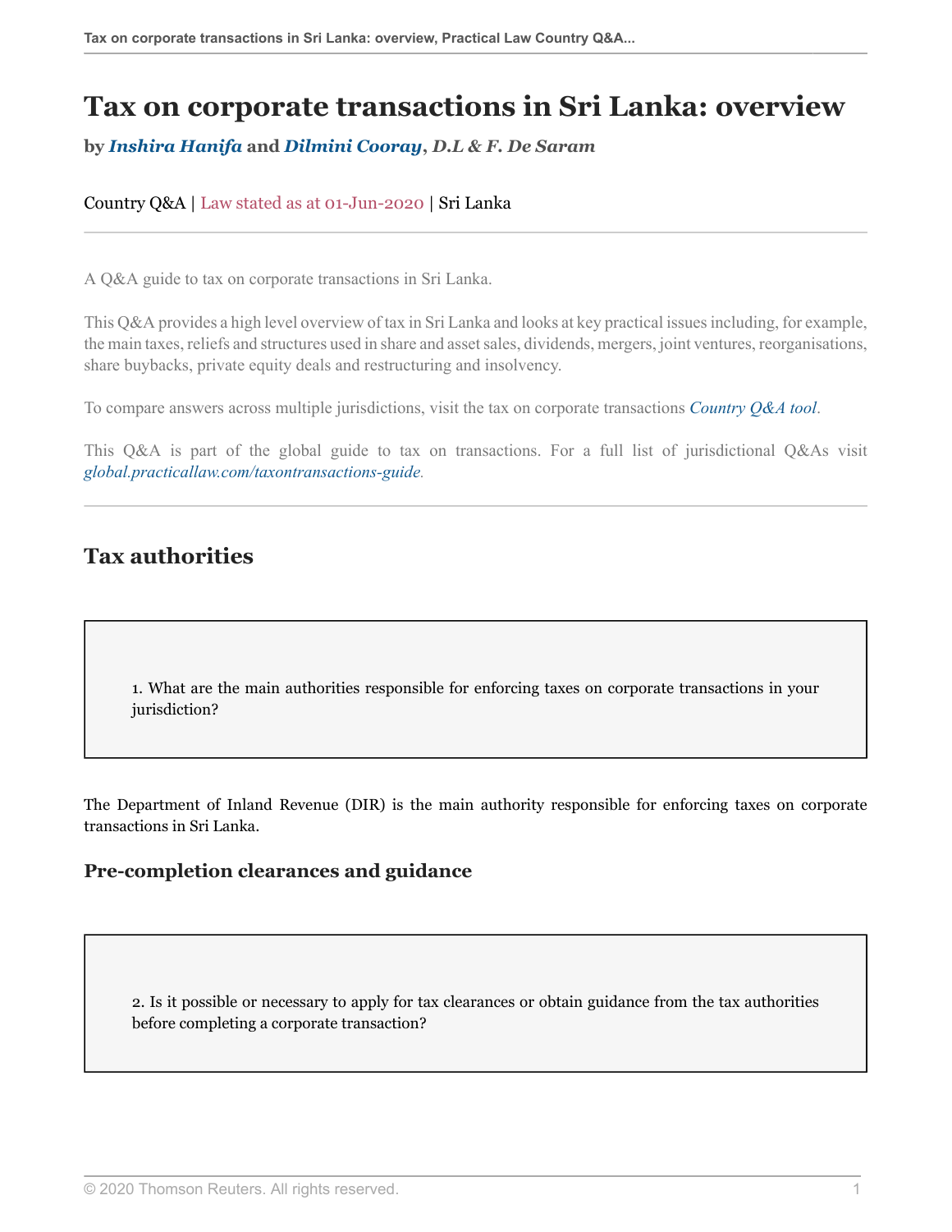# Tax on corporate transactions in Sri Lanka: overview

**by *Inshira Hanifa* and *Dilmini Cooray*, *D.L & F. De Saram***

Country Q&A | Law stated as at 01-Jun-2020 | Sri Lanka

A Q&A guide to tax on corporate transactions in Sri Lanka.

This Q&A provides a high level overview of tax in Sri Lanka and looks at key practical issues including, for example, the main taxes, reliefs and structures used in share and asset sales, dividends, mergers, joint ventures, reorganisations, share buybacks, private equity deals and restructuring and insolvency.

To compare answers across multiple jurisdictions, visit the tax on corporate transactions *Country Q&A tool*.

This Q&A is part of the global guide to tax on transactions. For a full list of jurisdictional Q&As visit *global.practicallaw.com/taxontransactions-guide*.

## Tax authorities

1. What are the main authorities responsible for enforcing taxes on corporate transactions in your jurisdiction?

The Department of Inland Revenue (DIR) is the main authority responsible for enforcing taxes on corporate transactions in Sri Lanka.

### Pre-completion clearances and guidance

2. Is it possible or necessary to apply for tax clearances or obtain guidance from the tax authorities before completing a corporate transaction?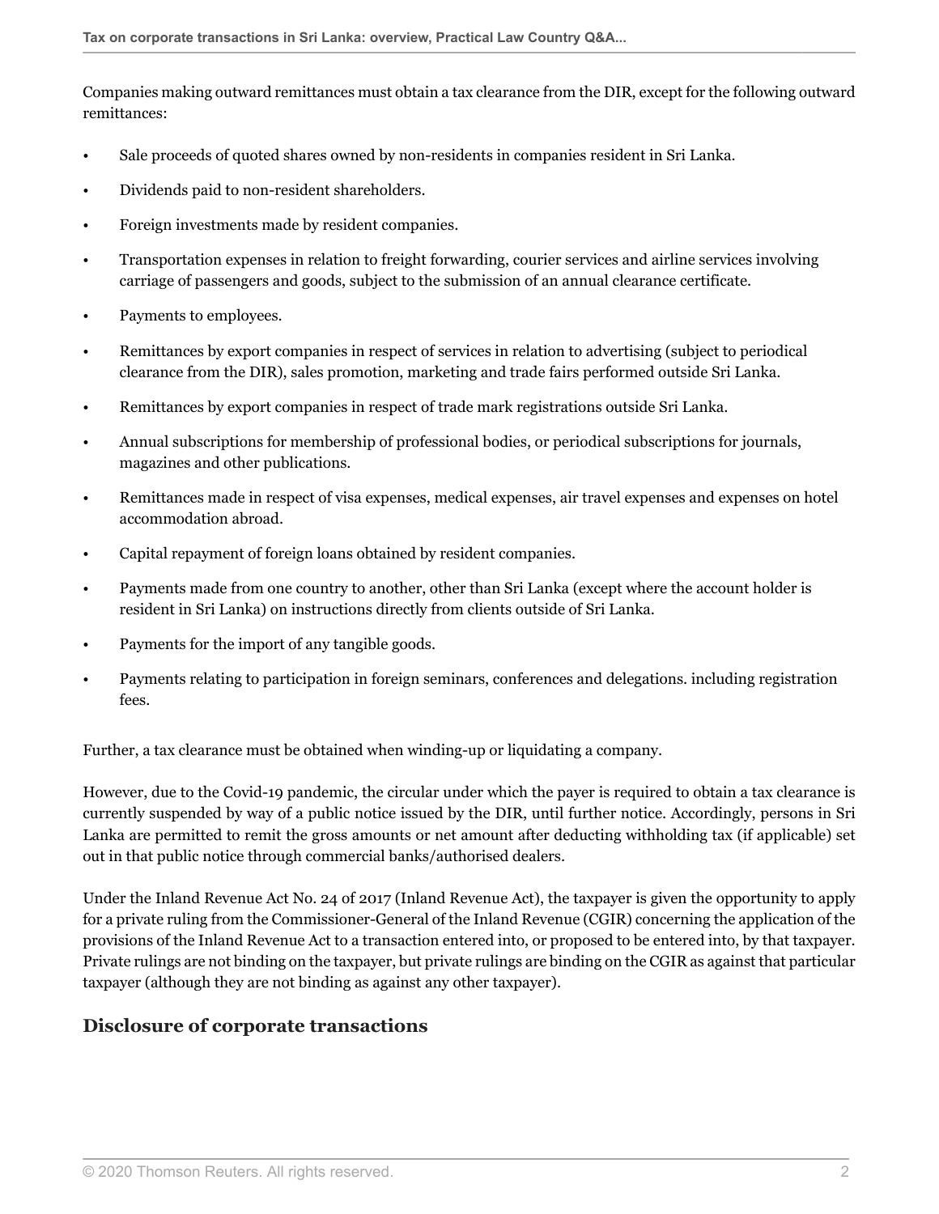Companies making outward remittances must obtain a tax clearance from the DIR, except for the following outward remittances:

- Sale proceeds of quoted shares owned by non-residents in companies resident in Sri Lanka.
- Dividends paid to non-resident shareholders.
- Foreign investments made by resident companies.
- Transportation expenses in relation to freight forwarding, courier services and airline services involving carriage of passengers and goods, subject to the submission of an annual clearance certificate.
- Payments to employees.
- Remittances by export companies in respect of services in relation to advertising (subject to periodical clearance from the DIR), sales promotion, marketing and trade fairs performed outside Sri Lanka.
- Remittances by export companies in respect of trade mark registrations outside Sri Lanka.
- Annual subscriptions for membership of professional bodies, or periodical subscriptions for journals, magazines and other publications.
- Remittances made in respect of visa expenses, medical expenses, air travel expenses and expenses on hotel accommodation abroad.
- Capital repayment of foreign loans obtained by resident companies.
- Payments made from one country to another, other than Sri Lanka (except where the account holder is resident in Sri Lanka) on instructions directly from clients outside of Sri Lanka.
- Payments for the import of any tangible goods.
- Payments relating to participation in foreign seminars, conferences and delegations. including registration fees.

Further, a tax clearance must be obtained when winding-up or liquidating a company.

However, due to the Covid-19 pandemic, the circular under which the payer is required to obtain a tax clearance is currently suspended by way of a public notice issued by the DIR, until further notice. Accordingly, persons in Sri Lanka are permitted to remit the gross amounts or net amount after deducting withholding tax (if applicable) set out in that public notice through commercial banks/authorised dealers.

Under the Inland Revenue Act No. 24 of 2017 (Inland Revenue Act), the taxpayer is given the opportunity to apply for a private ruling from the Commissioner-General of the Inland Revenue (CGIR) concerning the application of the provisions of the Inland Revenue Act to a transaction entered into, or proposed to be entered into, by that taxpayer. Private rulings are not binding on the taxpayer, but private rulings are binding on the CGIR as against that particular taxpayer (although they are not binding as against any other taxpayer).

## Disclosure of corporate transactions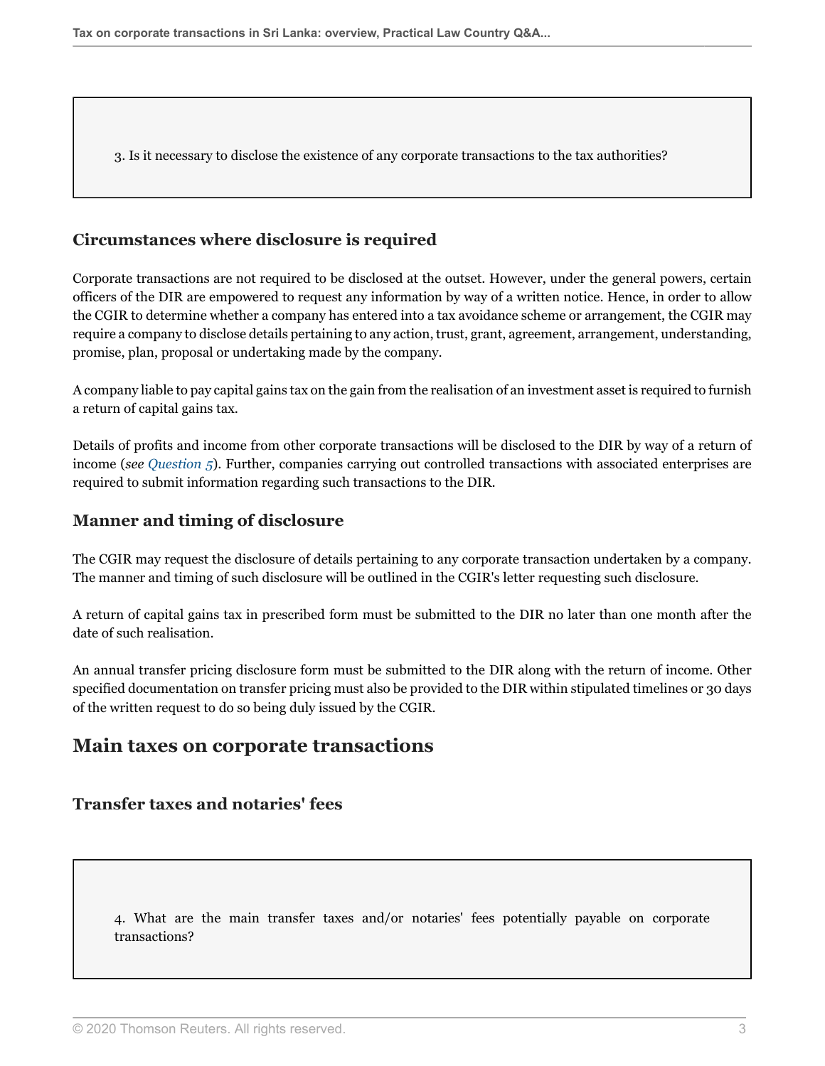3. Is it necessary to disclose the existence of any corporate transactions to the tax authorities?

### Circumstances where disclosure is required

Corporate transactions are not required to be disclosed at the outset. However, under the general powers, certain officers of the DIR are empowered to request any information by way of a written notice. Hence, in order to allow the CGIR to determine whether a company has entered into a tax avoidance scheme or arrangement, the CGIR may require a company to disclose details pertaining to any action, trust, grant, agreement, arrangement, understanding, promise, plan, proposal or undertaking made by the company.

A company liable to pay capital gains tax on the gain from the realisation of an investment asset is required to furnish a return of capital gains tax.

Details of profits and income from other corporate transactions will be disclosed to the DIR by way of a return of income (*see Question 5*). Further, companies carrying out controlled transactions with associated enterprises are required to submit information regarding such transactions to the DIR.

### Manner and timing of disclosure

The CGIR may request the disclosure of details pertaining to any corporate transaction undertaken by a company. The manner and timing of such disclosure will be outlined in the CGIR's letter requesting such disclosure.

A return of capital gains tax in prescribed form must be submitted to the DIR no later than one month after the date of such realisation.

An annual transfer pricing disclosure form must be submitted to the DIR along with the return of income. Other specified documentation on transfer pricing must also be provided to the DIR within stipulated timelines or 30 days of the written request to do so being duly issued by the CGIR.

## Main taxes on corporate transactions

### Transfer taxes and notaries' fees

4. What are the main transfer taxes and/or notaries' fees potentially payable on corporate transactions?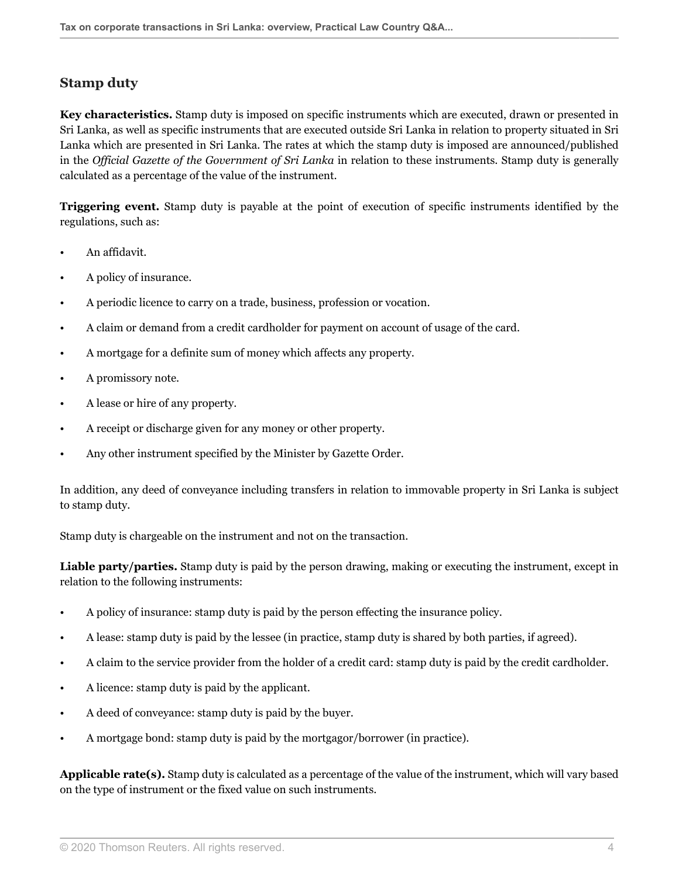## Stamp duty

**Key characteristics.** Stamp duty is imposed on specific instruments which are executed, drawn or presented in Sri Lanka, as well as specific instruments that are executed outside Sri Lanka in relation to property situated in Sri Lanka which are presented in Sri Lanka. The rates at which the stamp duty is imposed are announced/published in the *Official Gazette of the Government of Sri Lanka* in relation to these instruments. Stamp duty is generally calculated as a percentage of the value of the instrument.

**Triggering event.** Stamp duty is payable at the point of execution of specific instruments identified by the regulations, such as:

- An affidavit.
- A policy of insurance.
- A periodic licence to carry on a trade, business, profession or vocation.
- A claim or demand from a credit cardholder for payment on account of usage of the card.
- A mortgage for a definite sum of money which affects any property.
- A promissory note.
- A lease or hire of any property.
- A receipt or discharge given for any money or other property.
- Any other instrument specified by the Minister by Gazette Order.

In addition, any deed of conveyance including transfers in relation to immovable property in Sri Lanka is subject to stamp duty.

Stamp duty is chargeable on the instrument and not on the transaction.

**Liable party/parties.** Stamp duty is paid by the person drawing, making or executing the instrument, except in relation to the following instruments:

- A policy of insurance: stamp duty is paid by the person effecting the insurance policy.
- A lease: stamp duty is paid by the lessee (in practice, stamp duty is shared by both parties, if agreed).
- A claim to the service provider from the holder of a credit card: stamp duty is paid by the credit cardholder.
- A licence: stamp duty is paid by the applicant.
- A deed of conveyance: stamp duty is paid by the buyer.
- A mortgage bond: stamp duty is paid by the mortgagor/borrower (in practice).

**Applicable rate(s).** Stamp duty is calculated as a percentage of the value of the instrument, which will vary based on the type of instrument or the fixed value on such instruments.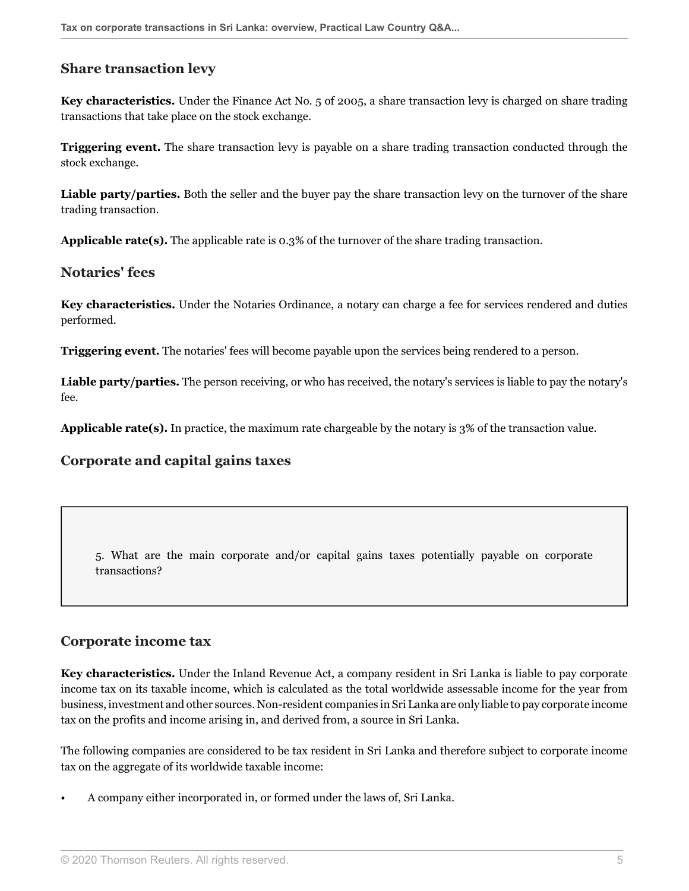### Share transaction levy

**Key characteristics.** Under the Finance Act No. 5 of 2005, a share transaction levy is charged on share trading transactions that take place on the stock exchange.

**Triggering event.** The share transaction levy is payable on a share trading transaction conducted through the stock exchange.

**Liable party/parties.** Both the seller and the buyer pay the share transaction levy on the turnover of the share trading transaction.

**Applicable rate(s).** The applicable rate is 0.3% of the turnover of the share trading transaction.

### Notaries' fees

**Key characteristics.** Under the Notaries Ordinance, a notary can charge a fee for services rendered and duties performed.

**Triggering event.** The notaries' fees will become payable upon the services being rendered to a person.

**Liable party/parties.** The person receiving, or who has received, the notary's services is liable to pay the notary's fee.

**Applicable rate(s).** In practice, the maximum rate chargeable by the notary is 3% of the transaction value.

## Corporate and capital gains taxes

5. What are the main corporate and/or capital gains taxes potentially payable on corporate transactions?

### Corporate income tax

**Key characteristics.** Under the Inland Revenue Act, a company resident in Sri Lanka is liable to pay corporate income tax on its taxable income, which is calculated as the total worldwide assessable income for the year from business, investment and other sources. Non-resident companies in Sri Lanka are only liable to pay corporate income tax on the profits and income arising in, and derived from, a source in Sri Lanka.

The following companies are considered to be tax resident in Sri Lanka and therefore subject to corporate income tax on the aggregate of its worldwide taxable income:

- A company either incorporated in, or formed under the laws of, Sri Lanka.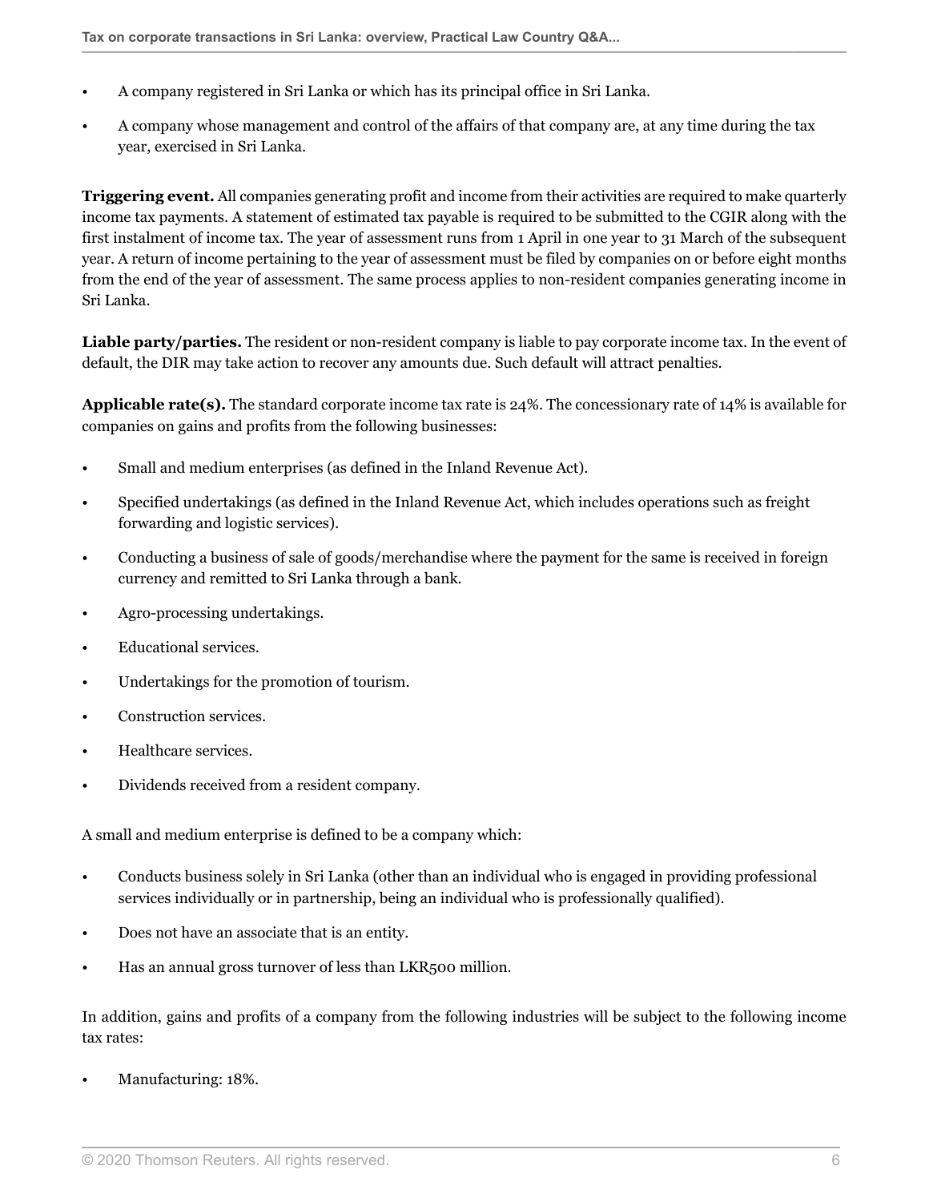- A company registered in Sri Lanka or which has its principal office in Sri Lanka.
- A company whose management and control of the affairs of that company are, at any time during the tax year, exercised in Sri Lanka.

**Triggering event.** All companies generating profit and income from their activities are required to make quarterly income tax payments. A statement of estimated tax payable is required to be submitted to the CGIR along with the first instalment of income tax. The year of assessment runs from 1 April in one year to 31 March of the subsequent year. A return of income pertaining to the year of assessment must be filed by companies on or before eight months from the end of the year of assessment. The same process applies to non-resident companies generating income in Sri Lanka.

**Liable party/parties.** The resident or non-resident company is liable to pay corporate income tax. In the event of default, the DIR may take action to recover any amounts due. Such default will attract penalties.

**Applicable rate(s).** The standard corporate income tax rate is 24%. The concessionary rate of 14% is available for companies on gains and profits from the following businesses:

- Small and medium enterprises (as defined in the Inland Revenue Act).
- Specified undertakings (as defined in the Inland Revenue Act, which includes operations such as freight forwarding and logistic services).
- Conducting a business of sale of goods/merchandise where the payment for the same is received in foreign currency and remitted to Sri Lanka through a bank.
- Agro-processing undertakings.
- Educational services.
- Undertakings for the promotion of tourism.
- Construction services.
- Healthcare services.
- Dividends received from a resident company.

A small and medium enterprise is defined to be a company which:

- Conducts business solely in Sri Lanka (other than an individual who is engaged in providing professional services individually or in partnership, being an individual who is professionally qualified).
- Does not have an associate that is an entity.
- Has an annual gross turnover of less than LKR500 million.

In addition, gains and profits of a company from the following industries will be subject to the following income tax rates:

- Manufacturing: 18%.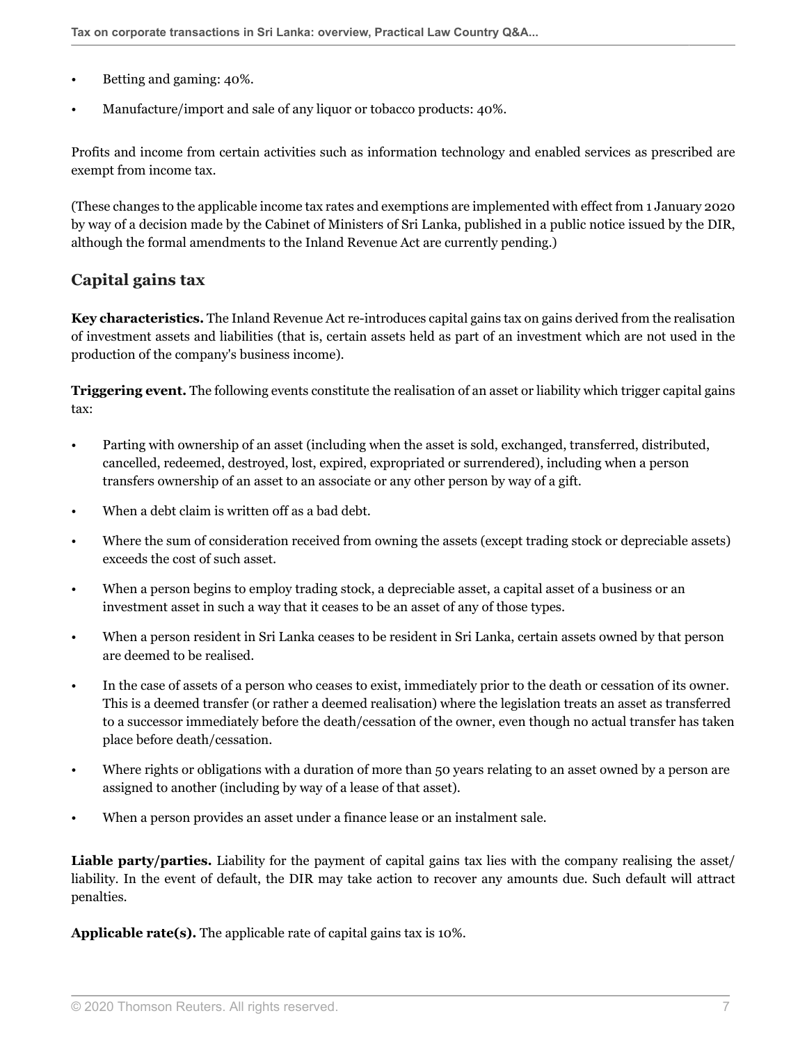- Betting and gaming: 40%.
- Manufacture/import and sale of any liquor or tobacco products: 40%.

Profits and income from certain activities such as information technology and enabled services as prescribed are exempt from income tax.

(These changes to the applicable income tax rates and exemptions are implemented with effect from 1 January 2020 by way of a decision made by the Cabinet of Ministers of Sri Lanka, published in a public notice issued by the DIR, although the formal amendments to the Inland Revenue Act are currently pending.)

## Capital gains tax

**Key characteristics.** The Inland Revenue Act re-introduces capital gains tax on gains derived from the realisation of investment assets and liabilities (that is, certain assets held as part of an investment which are not used in the production of the company's business income).

**Triggering event.** The following events constitute the realisation of an asset or liability which trigger capital gains tax:

- Parting with ownership of an asset (including when the asset is sold, exchanged, transferred, distributed, cancelled, redeemed, destroyed, lost, expired, expropriated or surrendered), including when a person transfers ownership of an asset to an associate or any other person by way of a gift.
- When a debt claim is written off as a bad debt.
- Where the sum of consideration received from owning the assets (except trading stock or depreciable assets) exceeds the cost of such asset.
- When a person begins to employ trading stock, a depreciable asset, a capital asset of a business or an investment asset in such a way that it ceases to be an asset of any of those types.
- When a person resident in Sri Lanka ceases to be resident in Sri Lanka, certain assets owned by that person are deemed to be realised.
- In the case of assets of a person who ceases to exist, immediately prior to the death or cessation of its owner. This is a deemed transfer (or rather a deemed realisation) where the legislation treats an asset as transferred to a successor immediately before the death/cessation of the owner, even though no actual transfer has taken place before death/cessation.
- Where rights or obligations with a duration of more than 50 years relating to an asset owned by a person are assigned to another (including by way of a lease of that asset).
- When a person provides an asset under a finance lease or an instalment sale.

**Liable party/parties.** Liability for the payment of capital gains tax lies with the company realising the asset/ liability. In the event of default, the DIR may take action to recover any amounts due. Such default will attract penalties.

**Applicable rate(s).** The applicable rate of capital gains tax is 10%.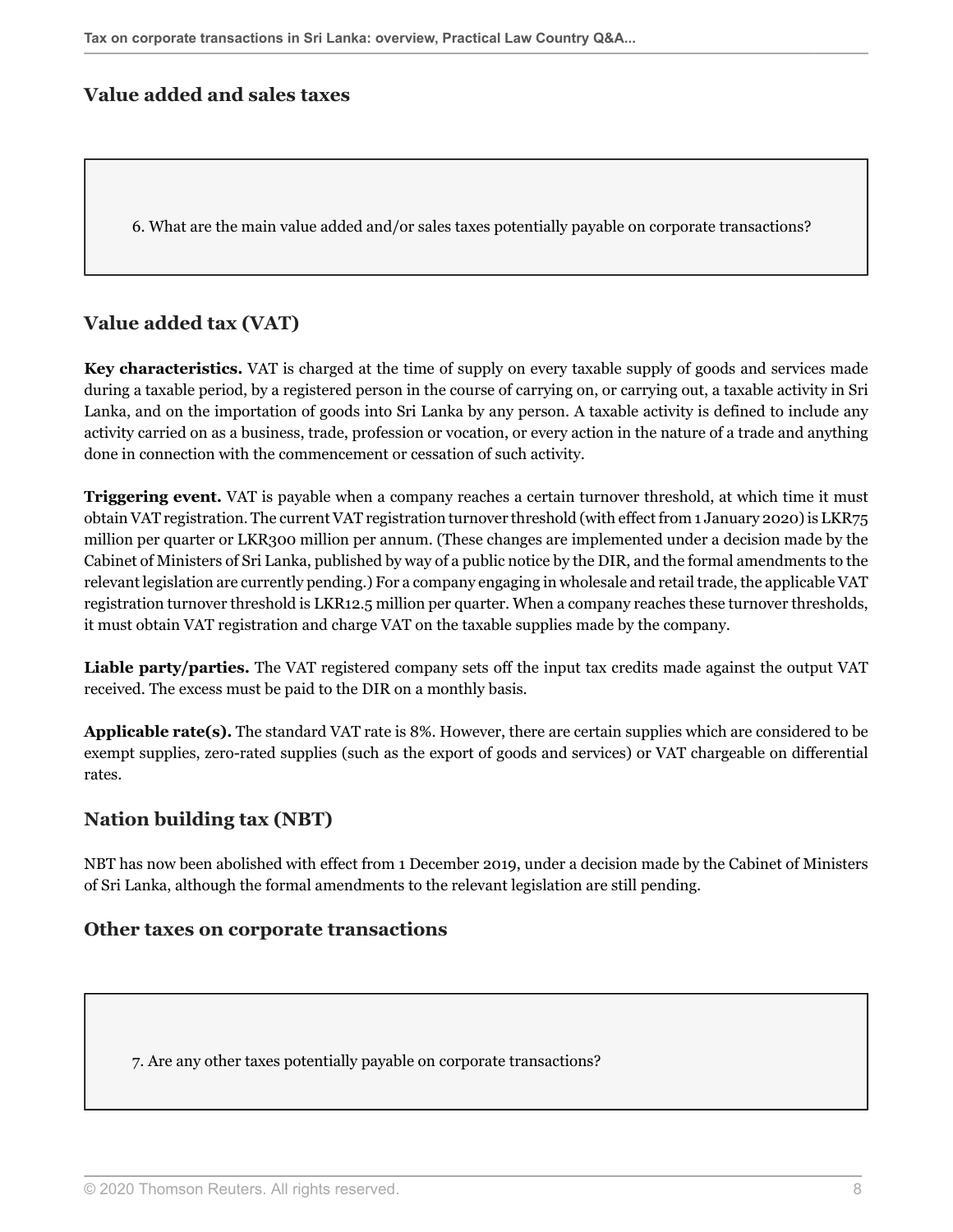## Value added and sales taxes

6. What are the main value added and/or sales taxes potentially payable on corporate transactions?

### Value added tax (VAT)

**Key characteristics.** VAT is charged at the time of supply on every taxable supply of goods and services made during a taxable period, by a registered person in the course of carrying on, or carrying out, a taxable activity in Sri Lanka, and on the importation of goods into Sri Lanka by any person. A taxable activity is defined to include any activity carried on as a business, trade, profession or vocation, or every action in the nature of a trade and anything done in connection with the commencement or cessation of such activity.

**Triggering event.** VAT is payable when a company reaches a certain turnover threshold, at which time it must obtain VAT registration. The current VAT registration turnover threshold (with effect from 1 January 2020) is LKR75 million per quarter or LKR300 million per annum. (These changes are implemented under a decision made by the Cabinet of Ministers of Sri Lanka, published by way of a public notice by the DIR, and the formal amendments to the relevant legislation are currently pending.) For a company engaging in wholesale and retail trade, the applicable VAT registration turnover threshold is LKR12.5 million per quarter. When a company reaches these turnover thresholds, it must obtain VAT registration and charge VAT on the taxable supplies made by the company.

**Liable party/parties.** The VAT registered company sets off the input tax credits made against the output VAT received. The excess must be paid to the DIR on a monthly basis.

**Applicable rate(s).** The standard VAT rate is 8%. However, there are certain supplies which are considered to be exempt supplies, zero-rated supplies (such as the export of goods and services) or VAT chargeable on differential rates.

### Nation building tax (NBT)

NBT has now been abolished with effect from 1 December 2019, under a decision made by the Cabinet of Ministers of Sri Lanka, although the formal amendments to the relevant legislation are still pending.

## Other taxes on corporate transactions

7. Are any other taxes potentially payable on corporate transactions?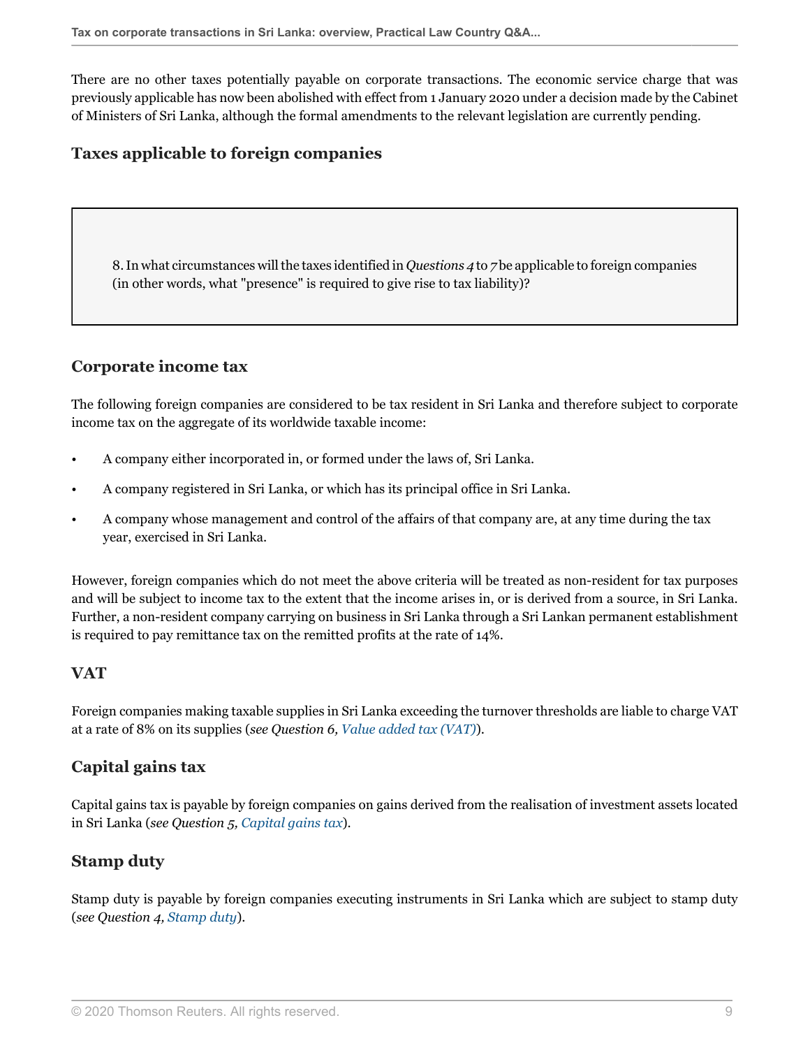There are no other taxes potentially payable on corporate transactions. The economic service charge that was previously applicable has now been abolished with effect from 1 January 2020 under a decision made by the Cabinet of Ministers of Sri Lanka, although the formal amendments to the relevant legislation are currently pending.

## Taxes applicable to foreign companies

8. In what circumstances will the taxes identified in *Questions 4* to *7* be applicable to foreign companies (in other words, what "presence" is required to give rise to tax liability)?

### Corporate income tax

The following foreign companies are considered to be tax resident in Sri Lanka and therefore subject to corporate income tax on the aggregate of its worldwide taxable income:

- A company either incorporated in, or formed under the laws of, Sri Lanka.
- A company registered in Sri Lanka, or which has its principal office in Sri Lanka.
- A company whose management and control of the affairs of that company are, at any time during the tax year, exercised in Sri Lanka.

However, foreign companies which do not meet the above criteria will be treated as non-resident for tax purposes and will be subject to income tax to the extent that the income arises in, or is derived from a source, in Sri Lanka. Further, a non-resident company carrying on business in Sri Lanka through a Sri Lankan permanent establishment is required to pay remittance tax on the remitted profits at the rate of 14%.

### VAT

Foreign companies making taxable supplies in Sri Lanka exceeding the turnover thresholds are liable to charge VAT at a rate of 8% on its supplies (*see Question 6, Value added tax (VAT)*).

### Capital gains tax

Capital gains tax is payable by foreign companies on gains derived from the realisation of investment assets located in Sri Lanka (*see Question 5, Capital gains tax*).

### Stamp duty

Stamp duty is payable by foreign companies executing instruments in Sri Lanka which are subject to stamp duty (*see Question 4, Stamp duty*).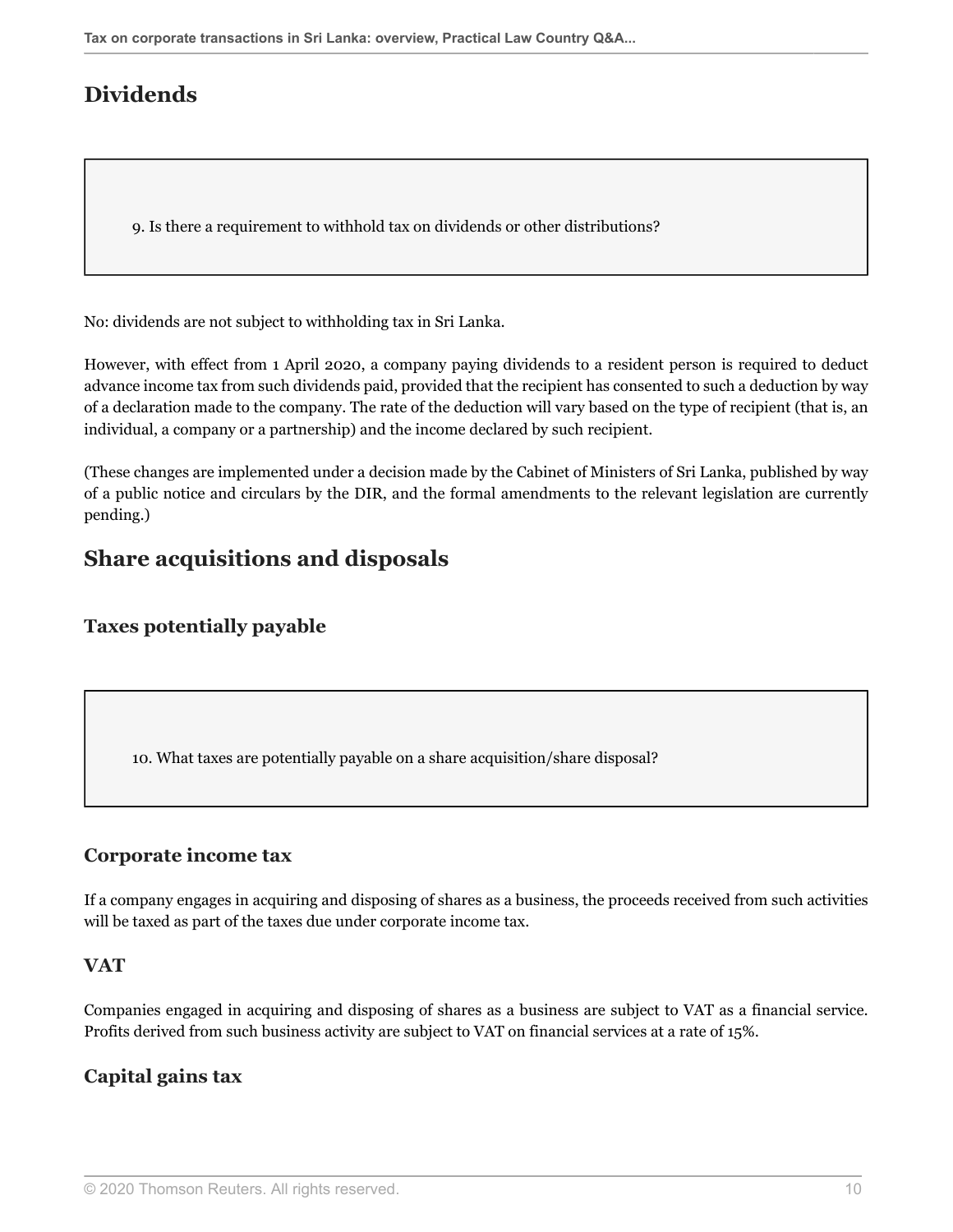## Dividends

9. Is there a requirement to withhold tax on dividends or other distributions?

No: dividends are not subject to withholding tax in Sri Lanka.

However, with effect from 1 April 2020, a company paying dividends to a resident person is required to deduct advance income tax from such dividends paid, provided that the recipient has consented to such a deduction by way of a declaration made to the company. The rate of the deduction will vary based on the type of recipient (that is, an individual, a company or a partnership) and the income declared by such recipient.

(These changes are implemented under a decision made by the Cabinet of Ministers of Sri Lanka, published by way of a public notice and circulars by the DIR, and the formal amendments to the relevant legislation are currently pending.)

## Share acquisitions and disposals

### Taxes potentially payable

10. What taxes are potentially payable on a share acquisition/share disposal?

### Corporate income tax

If a company engages in acquiring and disposing of shares as a business, the proceeds received from such activities will be taxed as part of the taxes due under corporate income tax.

### VAT

Companies engaged in acquiring and disposing of shares as a business are subject to VAT as a financial service. Profits derived from such business activity are subject to VAT on financial services at a rate of 15%.

### Capital gains tax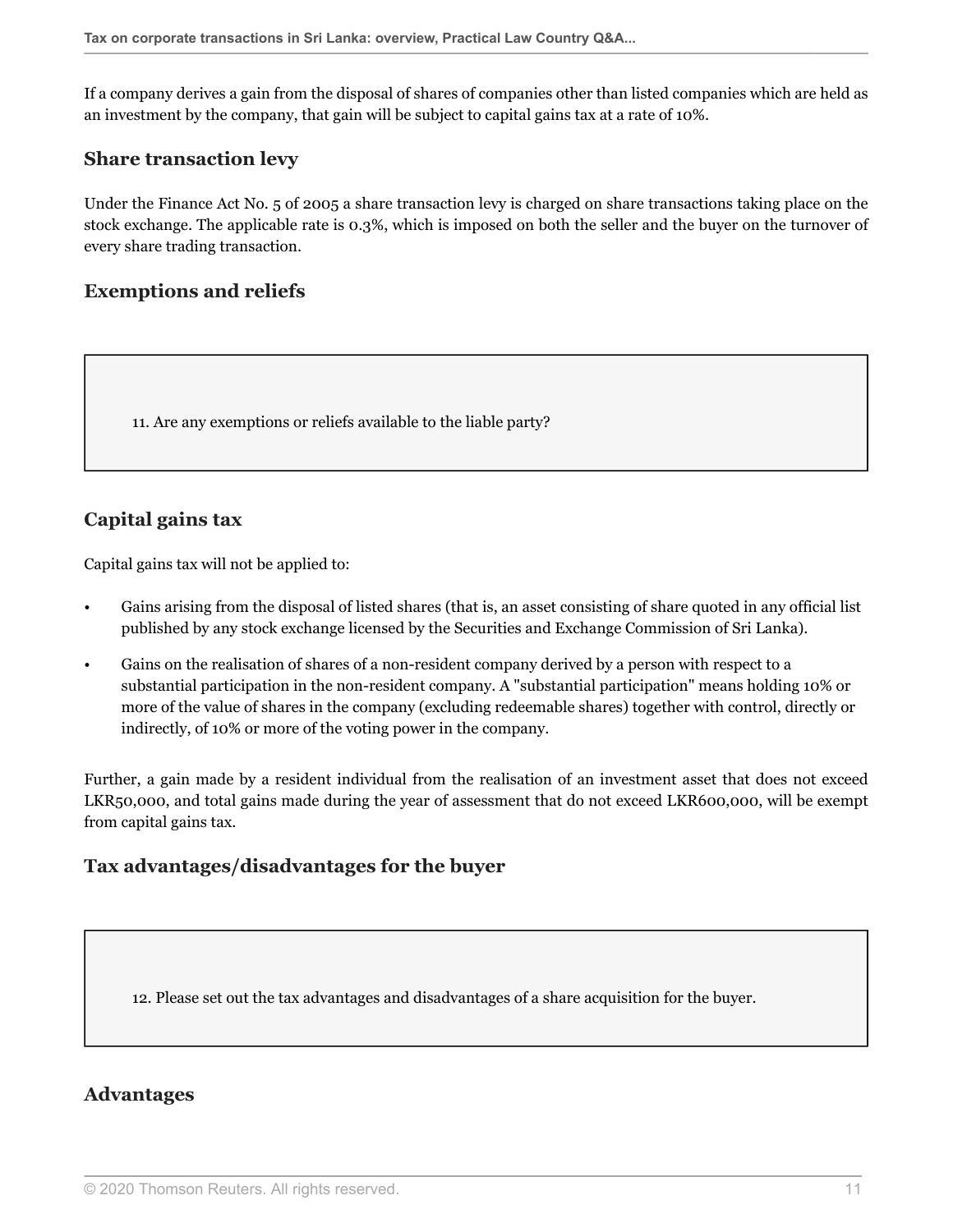If a company derives a gain from the disposal of shares of companies other than listed companies which are held as an investment by the company, that gain will be subject to capital gains tax at a rate of 10%.

### Share transaction levy

Under the Finance Act No. 5 of 2005 a share transaction levy is charged on share transactions taking place on the stock exchange. The applicable rate is 0.3%, which is imposed on both the seller and the buyer on the turnover of every share trading transaction.

### Exemptions and reliefs

> 11. Are any exemptions or reliefs available to the liable party?

### Capital gains tax

Capital gains tax will not be applied to:

- Gains arising from the disposal of listed shares (that is, an asset consisting of share quoted in any official list published by any stock exchange licensed by the Securities and Exchange Commission of Sri Lanka).
- Gains on the realisation of shares of a non-resident company derived by a person with respect to a substantial participation in the non-resident company. A "substantial participation" means holding 10% or more of the value of shares in the company (excluding redeemable shares) together with control, directly or indirectly, of 10% or more of the voting power in the company.

Further, a gain made by a resident individual from the realisation of an investment asset that does not exceed LKR50,000, and total gains made during the year of assessment that do not exceed LKR600,000, will be exempt from capital gains tax.

### Tax advantages/disadvantages for the buyer

> 12. Please set out the tax advantages and disadvantages of a share acquisition for the buyer.

### Advantages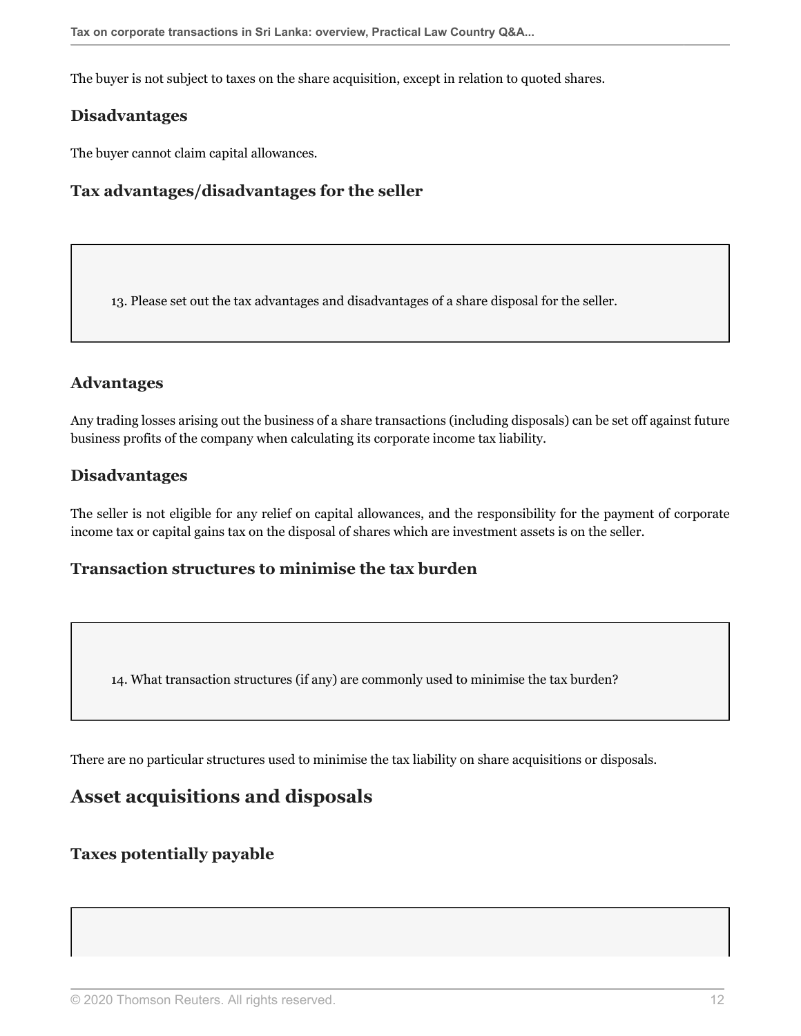The buyer is not subject to taxes on the share acquisition, except in relation to quoted shares.

### Disadvantages

The buyer cannot claim capital allowances.

### Tax advantages/disadvantages for the seller

> 13. Please set out the tax advantages and disadvantages of a share disposal for the seller.

### Advantages

Any trading losses arising out the business of a share transactions (including disposals) can be set off against future business profits of the company when calculating its corporate income tax liability.

### Disadvantages

The seller is not eligible for any relief on capital allowances, and the responsibility for the payment of corporate income tax or capital gains tax on the disposal of shares which are investment assets is on the seller.

### Transaction structures to minimise the tax burden

> 14. What transaction structures (if any) are commonly used to minimise the tax burden?

There are no particular structures used to minimise the tax liability on share acquisitions or disposals.

## Asset acquisitions and disposals

### Taxes potentially payable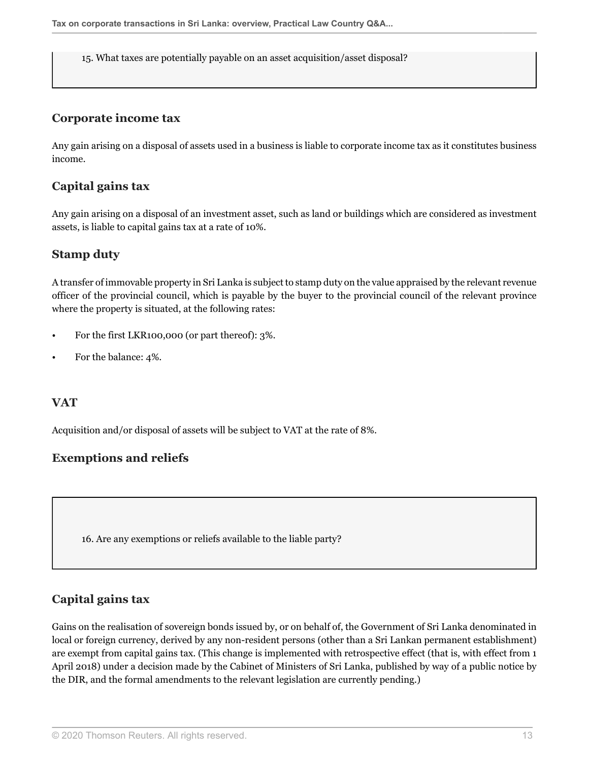15. What taxes are potentially payable on an asset acquisition/asset disposal?

### Corporate income tax

Any gain arising on a disposal of assets used in a business is liable to corporate income tax as it constitutes business income.

### Capital gains tax

Any gain arising on a disposal of an investment asset, such as land or buildings which are considered as investment assets, is liable to capital gains tax at a rate of 10%.

### Stamp duty

A transfer of immovable property in Sri Lanka is subject to stamp duty on the value appraised by the relevant revenue officer of the provincial council, which is payable by the buyer to the provincial council of the relevant province where the property is situated, at the following rates:

- For the first LKR100,000 (or part thereof): 3%.
- For the balance: 4%.

### VAT

Acquisition and/or disposal of assets will be subject to VAT at the rate of 8%.

### Exemptions and reliefs

16. Are any exemptions or reliefs available to the liable party?

### Capital gains tax

Gains on the realisation of sovereign bonds issued by, or on behalf of, the Government of Sri Lanka denominated in local or foreign currency, derived by any non-resident persons (other than a Sri Lankan permanent establishment) are exempt from capital gains tax. (This change is implemented with retrospective effect (that is, with effect from 1 April 2018) under a decision made by the Cabinet of Ministers of Sri Lanka, published by way of a public notice by the DIR, and the formal amendments to the relevant legislation are currently pending.)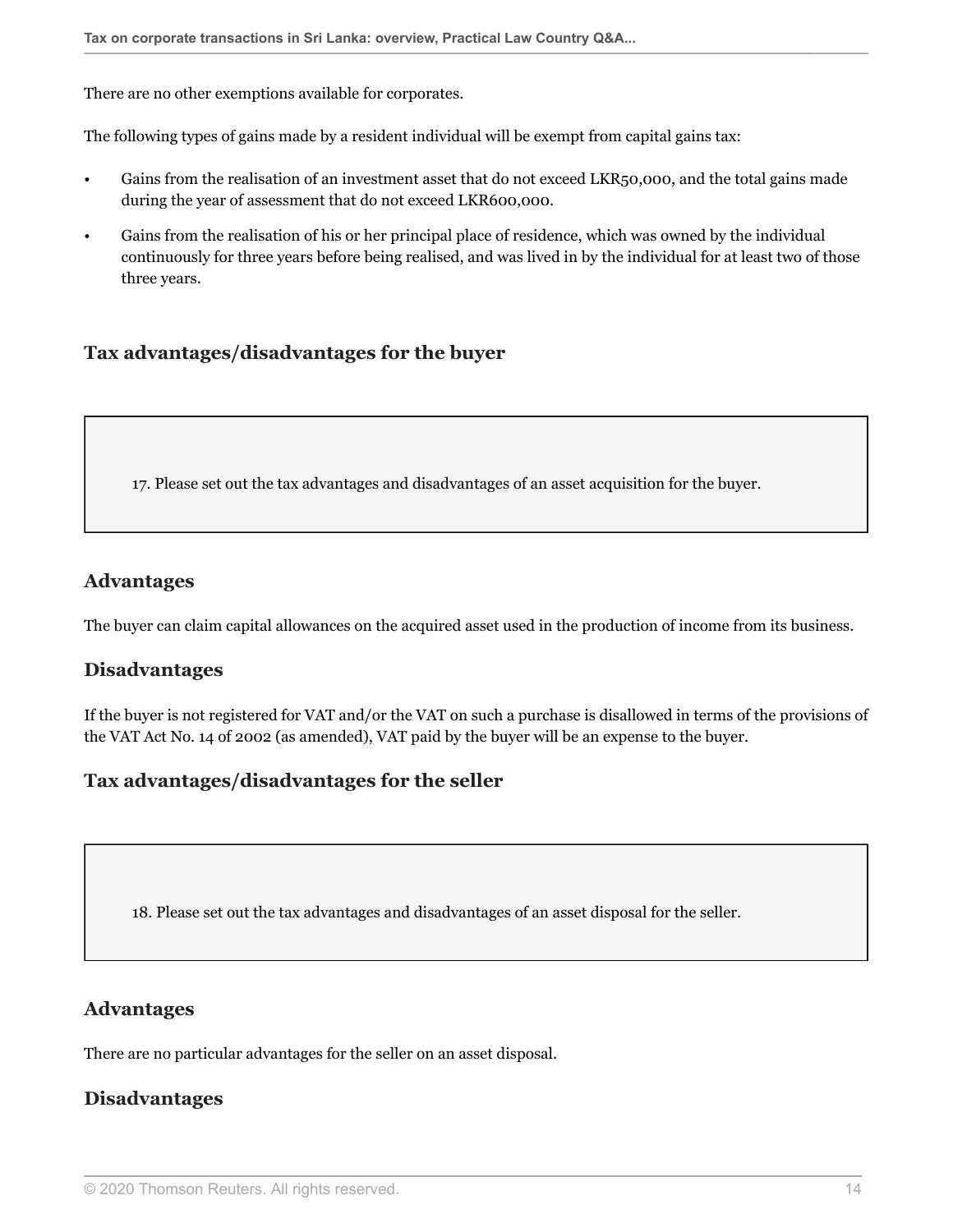There are no other exemptions available for corporates.

The following types of gains made by a resident individual will be exempt from capital gains tax:

- Gains from the realisation of an investment asset that do not exceed LKR50,000, and the total gains made during the year of assessment that do not exceed LKR600,000.
- Gains from the realisation of his or her principal place of residence, which was owned by the individual continuously for three years before being realised, and was lived in by the individual for at least two of those three years.

## Tax advantages/disadvantages for the buyer

17. Please set out the tax advantages and disadvantages of an asset acquisition for the buyer.

### Advantages

The buyer can claim capital allowances on the acquired asset used in the production of income from its business.

### Disadvantages

If the buyer is not registered for VAT and/or the VAT on such a purchase is disallowed in terms of the provisions of the VAT Act No. 14 of 2002 (as amended), VAT paid by the buyer will be an expense to the buyer.

## Tax advantages/disadvantages for the seller

18. Please set out the tax advantages and disadvantages of an asset disposal for the seller.

### Advantages

There are no particular advantages for the seller on an asset disposal.

### Disadvantages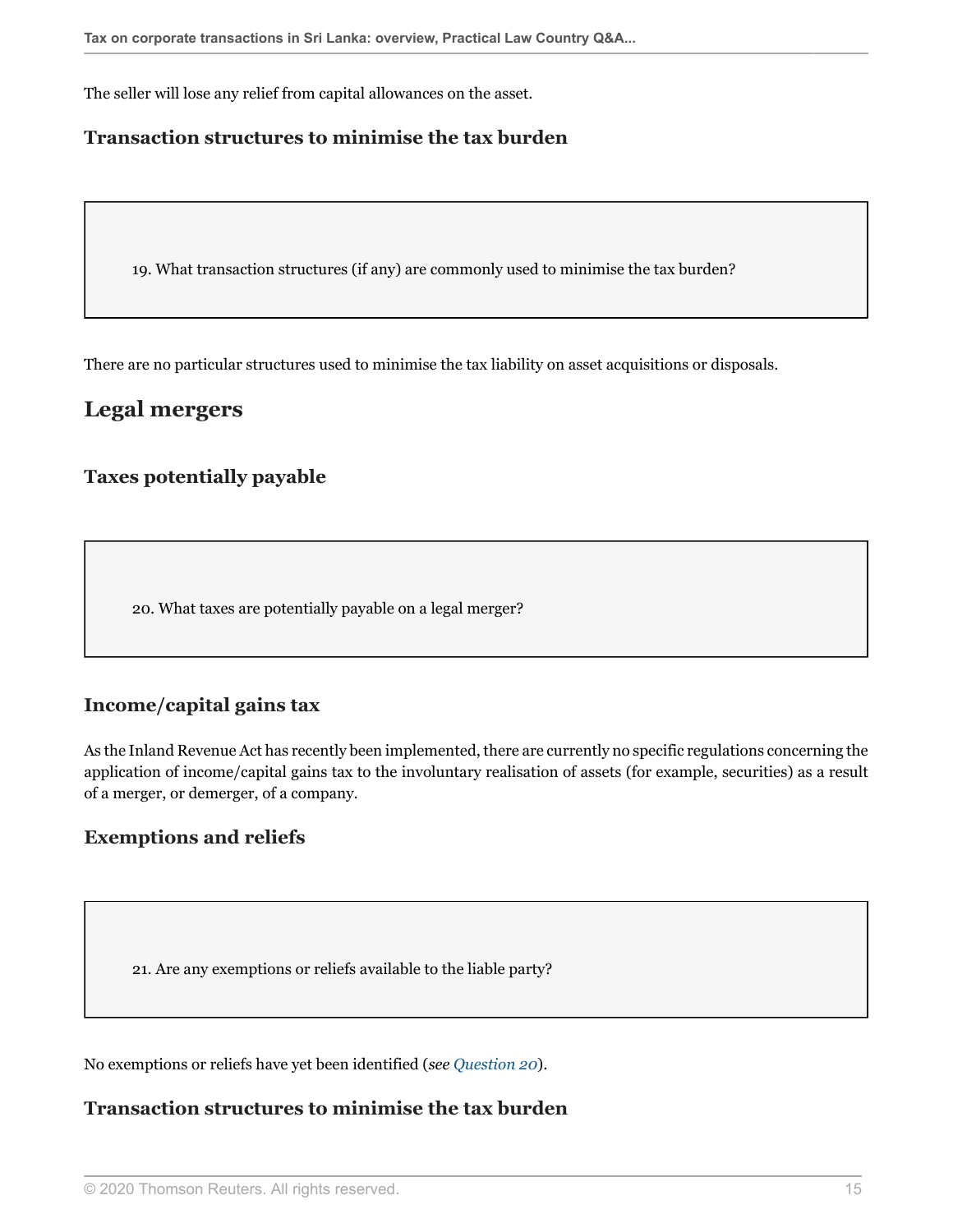The seller will lose any relief from capital allowances on the asset.

### Transaction structures to minimise the tax burden

19. What transaction structures (if any) are commonly used to minimise the tax burden?

There are no particular structures used to minimise the tax liability on asset acquisitions or disposals.

## Legal mergers

### Taxes potentially payable

20. What taxes are potentially payable on a legal merger?

### Income/capital gains tax

As the Inland Revenue Act has recently been implemented, there are currently no specific regulations concerning the application of income/capital gains tax to the involuntary realisation of assets (for example, securities) as a result of a merger, or demerger, of a company.

### Exemptions and reliefs

21. Are any exemptions or reliefs available to the liable party?

No exemptions or reliefs have yet been identified (*see Question 20*).

### Transaction structures to minimise the tax burden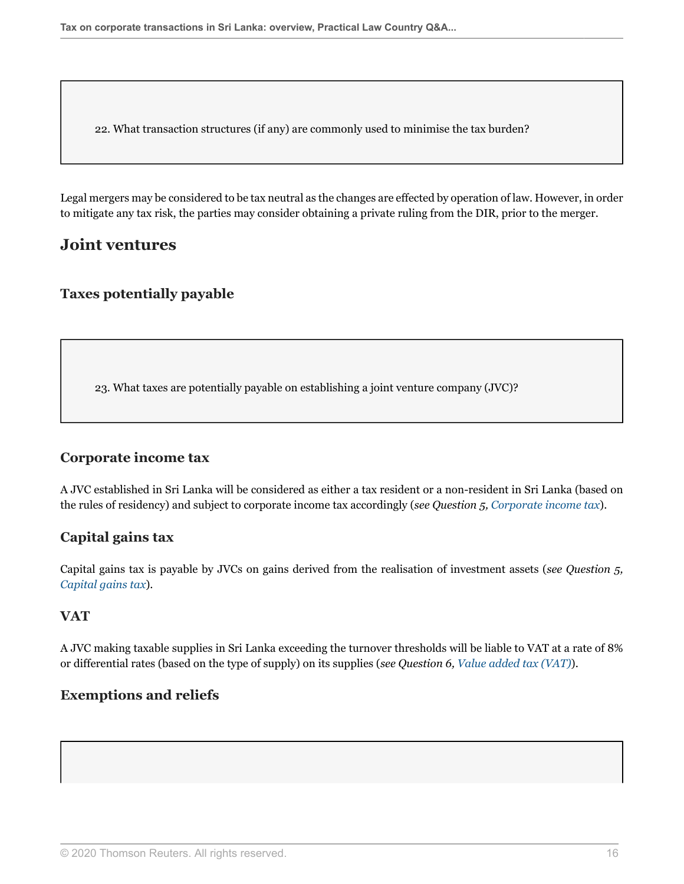22. What transaction structures (if any) are commonly used to minimise the tax burden?

Legal mergers may be considered to be tax neutral as the changes are effected by operation of law. However, in order to mitigate any tax risk, the parties may consider obtaining a private ruling from the DIR, prior to the merger.

## Joint ventures

### Taxes potentially payable

23. What taxes are potentially payable on establishing a joint venture company (JVC)?

### Corporate income tax

A JVC established in Sri Lanka will be considered as either a tax resident or a non-resident in Sri Lanka (based on the rules of residency) and subject to corporate income tax accordingly (*see Question 5, Corporate income tax*).

### Capital gains tax

Capital gains tax is payable by JVCs on gains derived from the realisation of investment assets (*see Question 5, Capital gains tax*).

### VAT

A JVC making taxable supplies in Sri Lanka exceeding the turnover thresholds will be liable to VAT at a rate of 8% or differential rates (based on the type of supply) on its supplies (*see Question 6, Value added tax (VAT)*).

### Exemptions and reliefs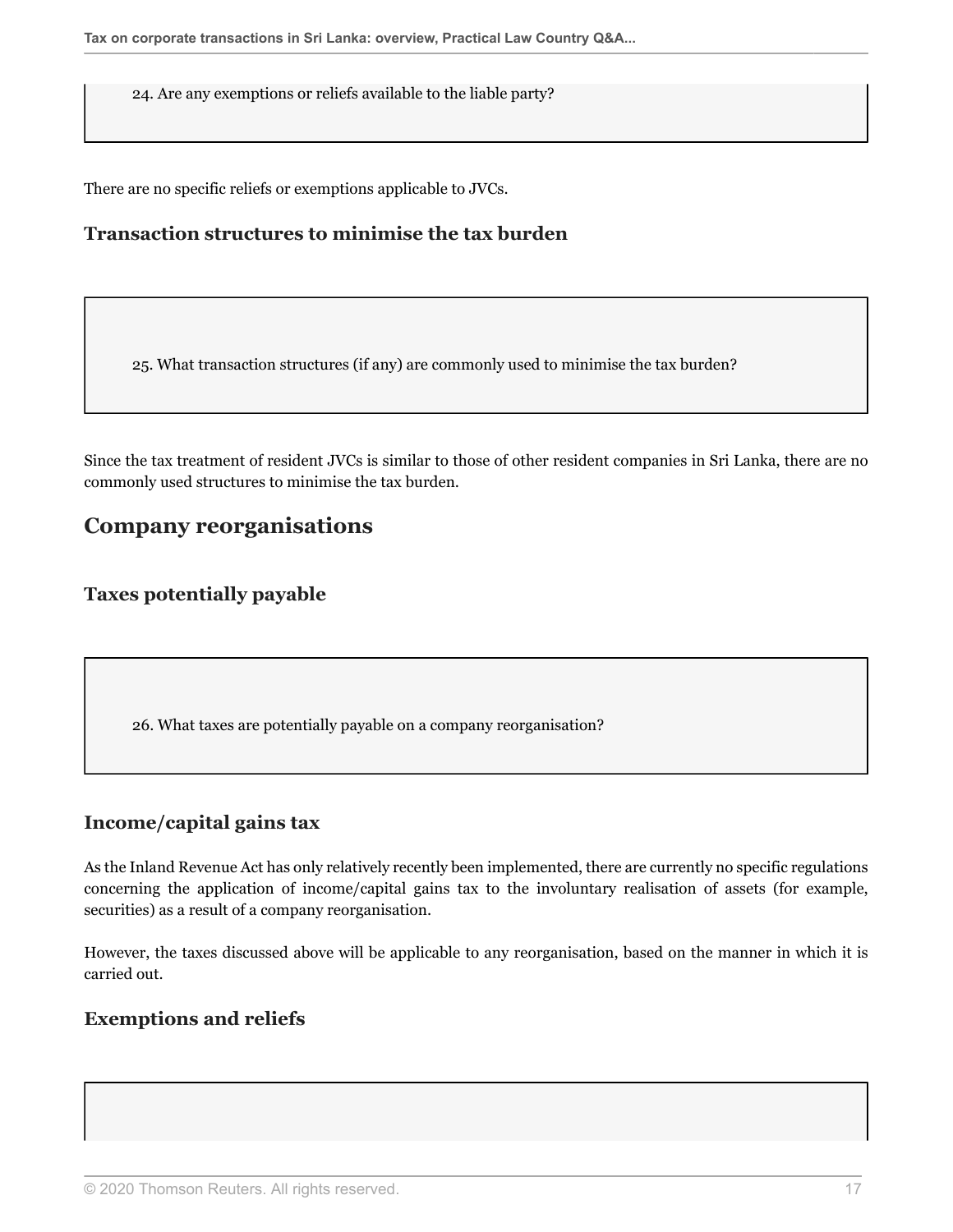24. Are any exemptions or reliefs available to the liable party?

There are no specific reliefs or exemptions applicable to JVCs.

### Transaction structures to minimise the tax burden

25. What transaction structures (if any) are commonly used to minimise the tax burden?

Since the tax treatment of resident JVCs is similar to those of other resident companies in Sri Lanka, there are no commonly used structures to minimise the tax burden.

## Company reorganisations

### Taxes potentially payable

26. What taxes are potentially payable on a company reorganisation?

### Income/capital gains tax

As the Inland Revenue Act has only relatively recently been implemented, there are currently no specific regulations concerning the application of income/capital gains tax to the involuntary realisation of assets (for example, securities) as a result of a company reorganisation.

However, the taxes discussed above will be applicable to any reorganisation, based on the manner in which it is carried out.

### Exemptions and reliefs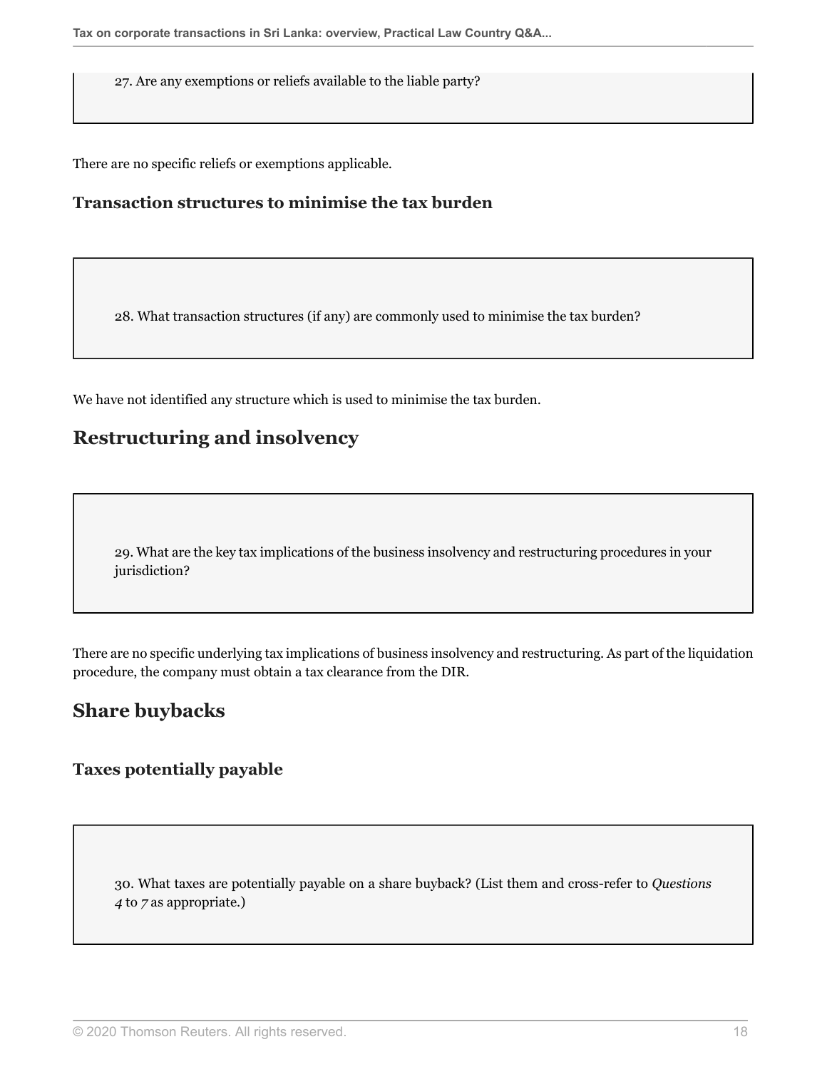27. Are any exemptions or reliefs available to the liable party?

There are no specific reliefs or exemptions applicable.

### Transaction structures to minimise the tax burden

28. What transaction structures (if any) are commonly used to minimise the tax burden?

We have not identified any structure which is used to minimise the tax burden.

## Restructuring and insolvency

29. What are the key tax implications of the business insolvency and restructuring procedures in your jurisdiction?

There are no specific underlying tax implications of business insolvency and restructuring. As part of the liquidation procedure, the company must obtain a tax clearance from the DIR.

## Share buybacks

### Taxes potentially payable

30. What taxes are potentially payable on a share buyback? (List them and cross-refer to *Questions 4* to *7* as appropriate.)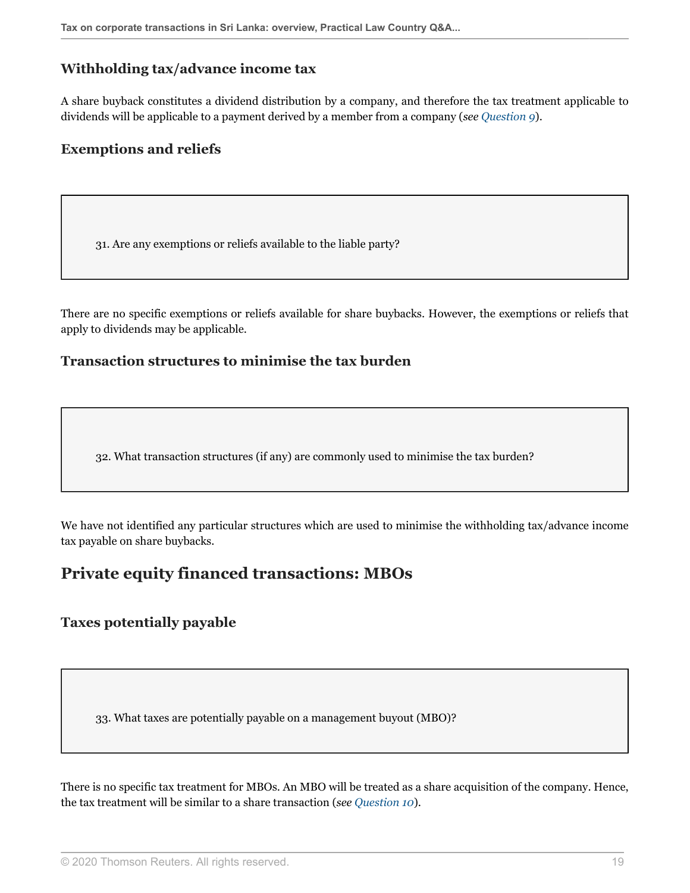### Withholding tax/advance income tax

A share buyback constitutes a dividend distribution by a company, and therefore the tax treatment applicable to dividends will be applicable to a payment derived by a member from a company (*see Question 9*).

### Exemptions and reliefs

31. Are any exemptions or reliefs available to the liable party?

There are no specific exemptions or reliefs available for share buybacks. However, the exemptions or reliefs that apply to dividends may be applicable.

### Transaction structures to minimise the tax burden

32. What transaction structures (if any) are commonly used to minimise the tax burden?

We have not identified any particular structures which are used to minimise the withholding tax/advance income tax payable on share buybacks.

## Private equity financed transactions: MBOs

### Taxes potentially payable

33. What taxes are potentially payable on a management buyout (MBO)?

There is no specific tax treatment for MBOs. An MBO will be treated as a share acquisition of the company. Hence, the tax treatment will be similar to a share transaction (*see Question 10*).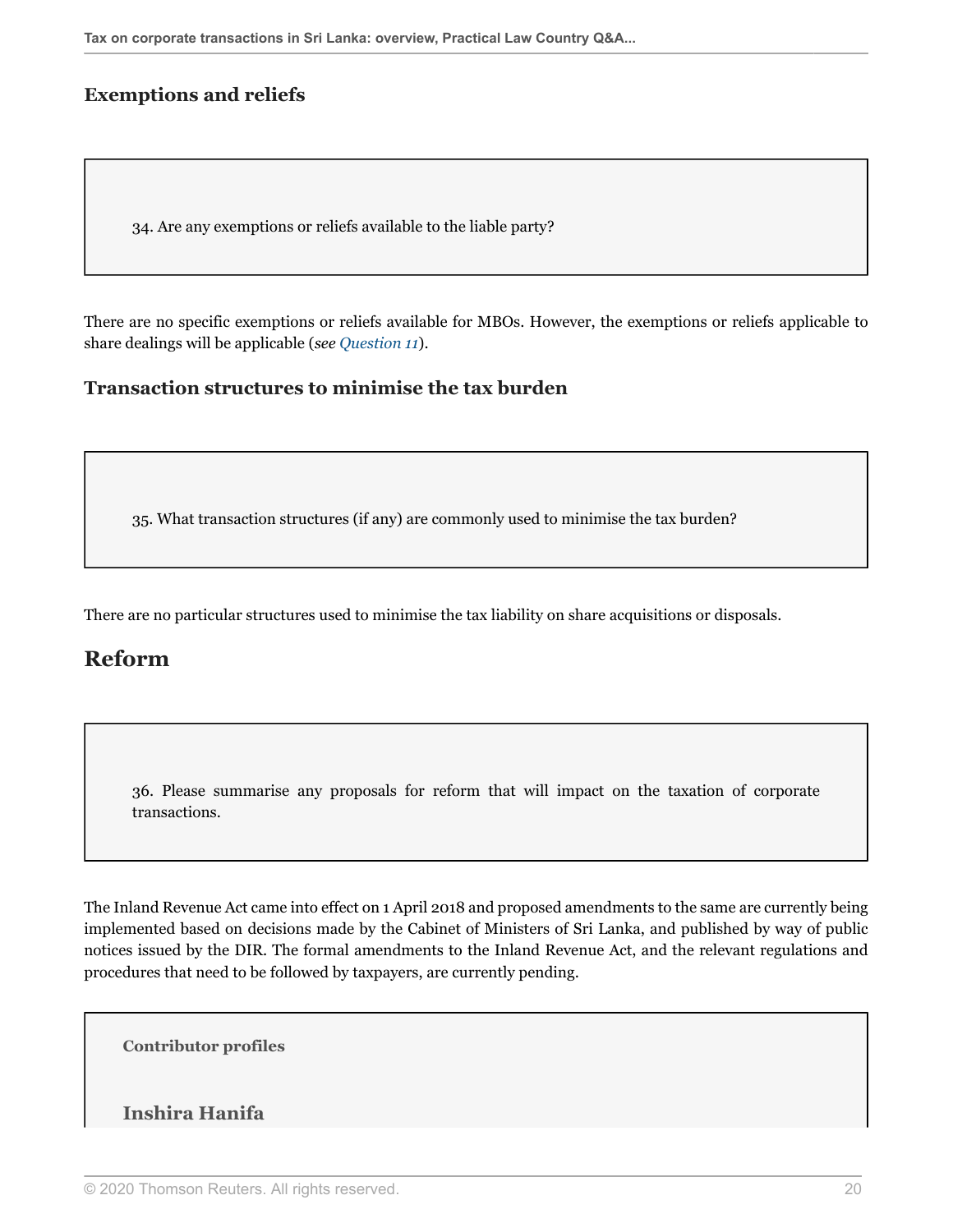### Exemptions and reliefs

34. Are any exemptions or reliefs available to the liable party?

There are no specific exemptions or reliefs available for MBOs. However, the exemptions or reliefs applicable to share dealings will be applicable (*see Question 11*).

### Transaction structures to minimise the tax burden

35. What transaction structures (if any) are commonly used to minimise the tax burden?

There are no particular structures used to minimise the tax liability on share acquisitions or disposals.

## Reform

36. Please summarise any proposals for reform that will impact on the taxation of corporate transactions.

The Inland Revenue Act came into effect on 1 April 2018 and proposed amendments to the same are currently being implemented based on decisions made by the Cabinet of Ministers of Sri Lanka, and published by way of public notices issued by the DIR. The formal amendments to the Inland Revenue Act, and the relevant regulations and procedures that need to be followed by taxpayers, are currently pending.

**Contributor profiles**

### Inshira Hanifa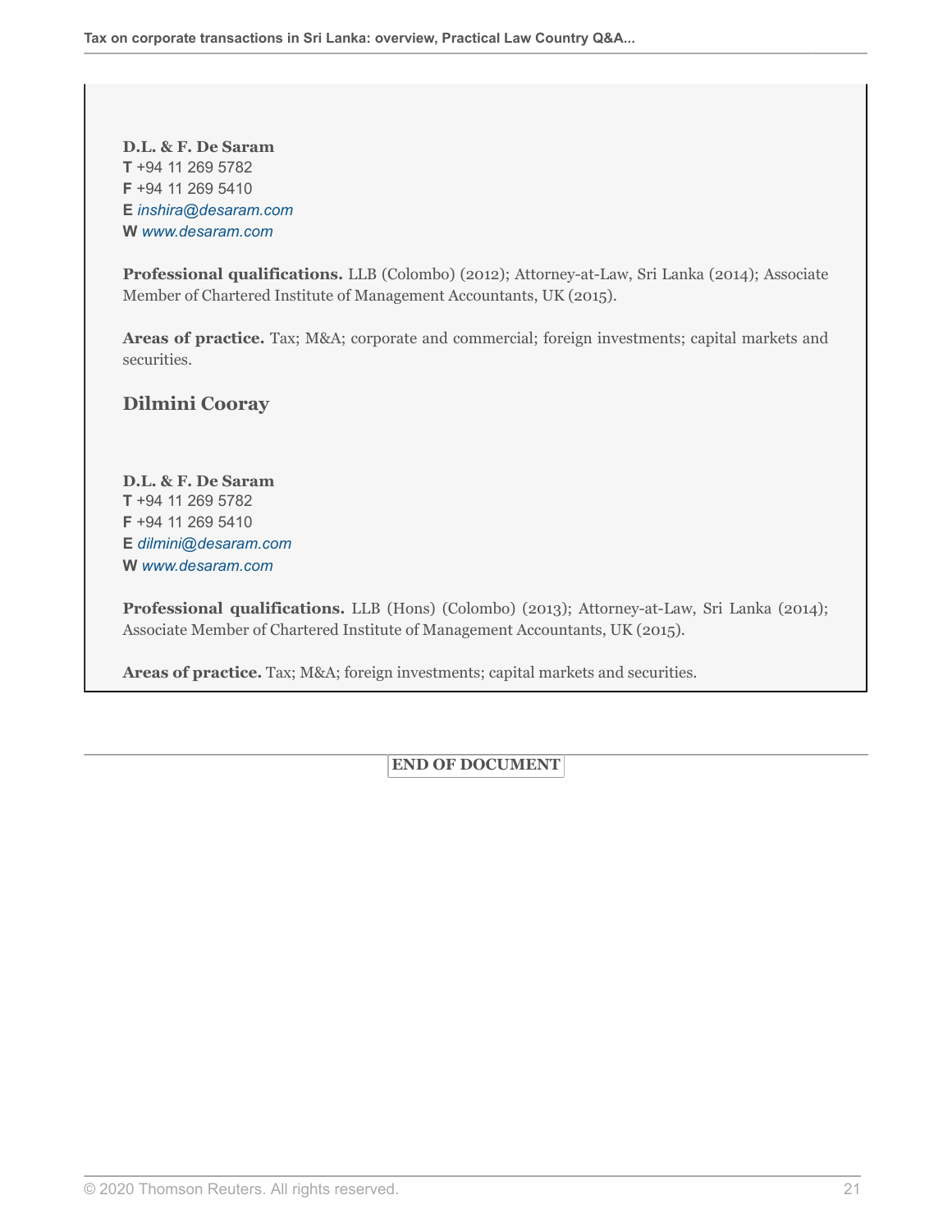**D.L. & F. De Saram**
**T** +94 11 269 5782
**F** +94 11 269 5410
**E** *inshira@desaram.com*
**W** *www.desaram.com*

**Professional qualifications.** LLB (Colombo) (2012); Attorney-at-Law, Sri Lanka (2014); Associate Member of Chartered Institute of Management Accountants, UK (2015).

**Areas of practice.** Tax; M&A; corporate and commercial; foreign investments; capital markets and securities.

### Dilmini Cooray

**D.L. & F. De Saram**
**T** +94 11 269 5782
**F** +94 11 269 5410
**E** *dilmini@desaram.com*
**W** *www.desaram.com*

**Professional qualifications.** LLB (Hons) (Colombo) (2013); Attorney-at-Law, Sri Lanka (2014); Associate Member of Chartered Institute of Management Accountants, UK (2015).

**Areas of practice.** Tax; M&A; foreign investments; capital markets and securities.

**END OF DOCUMENT**